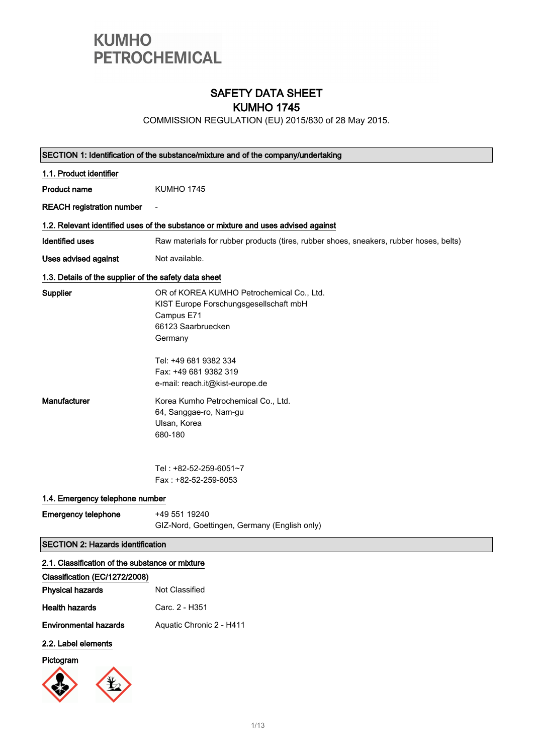KUMHO PETROCHEMICAL

# SAFETY DATA SHEET
# KUMHO 1745

COMMISSION REGULATION (EU) 2015/830 of 28 May 2015.

## SECTION 1: Identification of the substance/mixture and of the company/undertaking

### 1.1. Product identifier

**Product name** KUMHO 1745

**REACH registration number** -

### 1.2. Relevant identified uses of the substance or mixture and uses advised against

**Identified uses** Raw materials for rubber products (tires, rubber shoes, sneakers, rubber hoses, belts)

**Uses advised against** Not available.

### 1.3. Details of the supplier of the safety data sheet

**Supplier**

OR of KOREA KUMHO Petrochemical Co., Ltd.
KIST Europe Forschungsgesellschaft mbH
Campus E71
66123 Saarbruecken
Germany

Tel: +49 681 9382 334
Fax: +49 681 9382 319
e-mail: reach.it@kist-europe.de

**Manufacturer**

Korea Kumho Petrochemical Co., Ltd.
64, Sanggae-ro, Nam-gu
Ulsan, Korea
680-180

Tel : +82-52-259-6051~7
Fax : +82-52-259-6053

### 1.4. Emergency telephone number

**Emergency telephone** +49 551 19240
GIZ-Nord, Goettingen, Germany (English only)

## SECTION 2: Hazards identification

### 2.1. Classification of the substance or mixture

**Classification (EC/1272/2008)**

**Physical hazards** Not Classified

**Health hazards** Carc. 2 - H351

**Environmental hazards** Aquatic Chronic 2 - H411

### 2.2. Label elements

**Pictogram**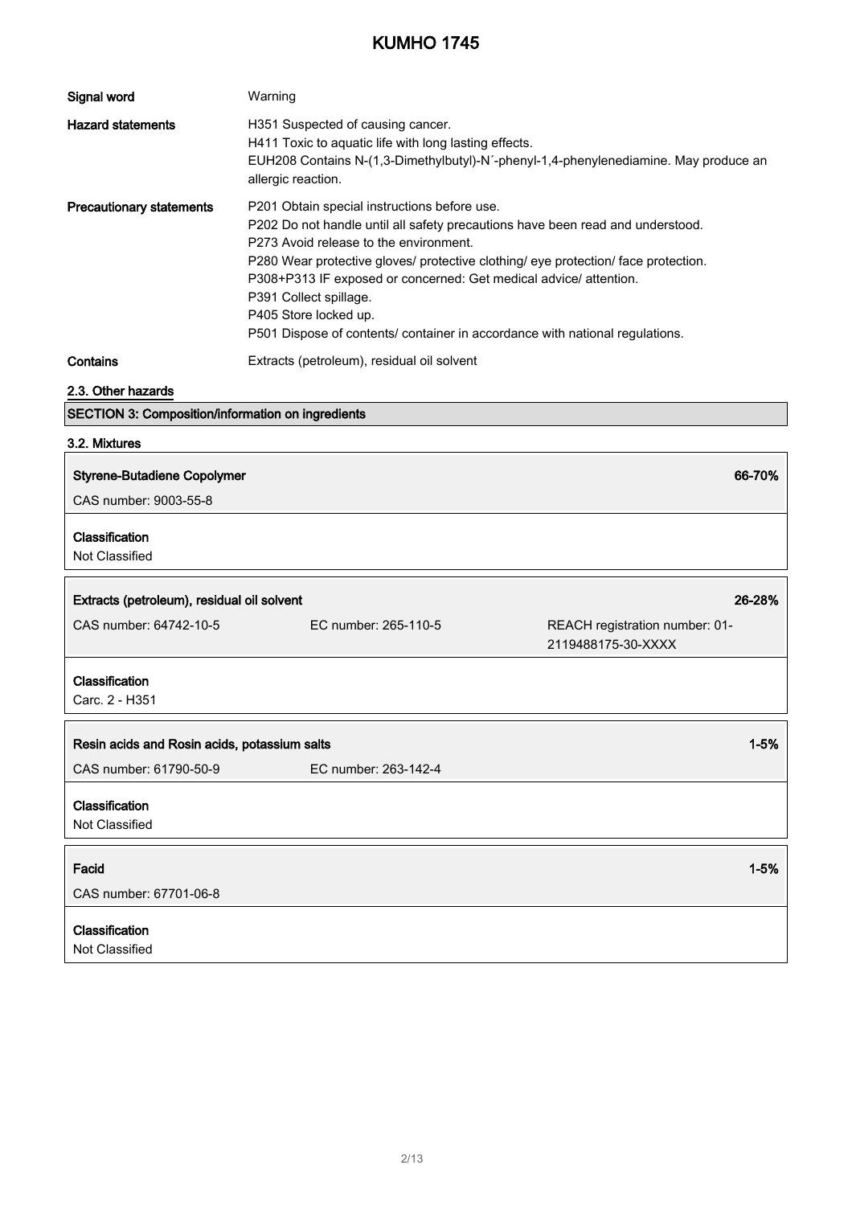| | |
|---|---|
| **Signal word** | Warning |
| **Hazard statements** | H351 Suspected of causing cancer.<br>H411 Toxic to aquatic life with long lasting effects.<br>EUH208 Contains N-(1,3-Dimethylbutyl)-N´-phenyl-1,4-phenylenediamine. May produce an allergic reaction. |
| **Precautionary statements** | P201 Obtain special instructions before use.<br>P202 Do not handle until all safety precautions have been read and understood.<br>P273 Avoid release to the environment.<br>P280 Wear protective gloves/ protective clothing/ eye protection/ face protection.<br>P308+P313 IF exposed or concerned: Get medical advice/ attention.<br>P391 Collect spillage.<br>P405 Store locked up.<br>P501 Dispose of contents/ container in accordance with national regulations. |
| **Contains** | Extracts (petroleum), residual oil solvent |

### 2.3. Other hazards

## SECTION 3: Composition/information on ingredients

### 3.2. Mixtures

**Styrene-Butadiene Copolymer** — **66-70%**

CAS number: 9003-55-8

**Classification**

Not Classified

**Extracts (petroleum), residual oil solvent** — **26-28%**

CAS number: 64742-10-5 | EC number: 265-110-5 | REACH registration number: 01-2119488175-30-XXXX

**Classification**

Carc. 2 - H351

**Resin acids and Rosin acids, potassium salts** — **1-5%**

CAS number: 61790-50-9 | EC number: 263-142-4

**Classification**

Not Classified

**Facid** — **1-5%**

CAS number: 67701-06-8

**Classification**

Not Classified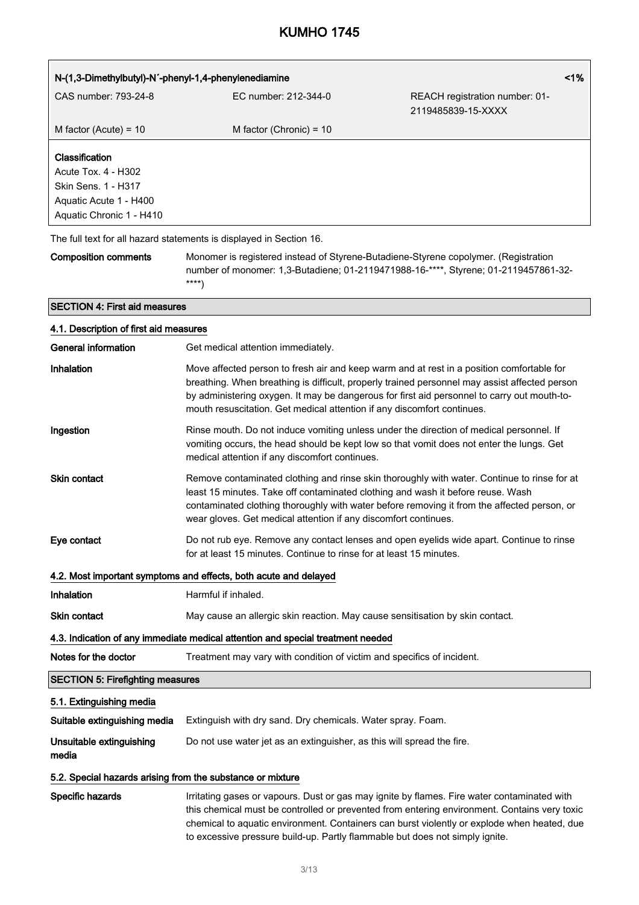| N-(1,3-Dimethylbutyl)-N´-phenyl-1,4-phenylenediamine | | <1% |
| --- | --- | --- |
| CAS number: 793-24-8 | EC number: 212-344-0 | REACH registration number: 01-2119485839-15-XXXX |
| M factor (Acute) = 10 | M factor (Chronic) = 10 | |

**Classification**
Acute Tox. 4 - H302
Skin Sens. 1 - H317
Aquatic Acute 1 - H400
Aquatic Chronic 1 - H410

The full text for all hazard statements is displayed in Section 16.

**Composition comments** Monomer is registered instead of Styrene-Butadiene-Styrene copolymer. (Registration number of monomer: 1,3-Butadiene; 01-2119471988-16-****, Styrene; 01-2119457861-32-****)

## SECTION 4: First aid measures

### 4.1. Description of first aid measures

**General information** Get medical attention immediately.

**Inhalation** Move affected person to fresh air and keep warm and at rest in a position comfortable for breathing. When breathing is difficult, properly trained personnel may assist affected person by administering oxygen. It may be dangerous for first aid personnel to carry out mouth-to-mouth resuscitation. Get medical attention if any discomfort continues.

**Ingestion** Rinse mouth. Do not induce vomiting unless under the direction of medical personnel. If vomiting occurs, the head should be kept low so that vomit does not enter the lungs. Get medical attention if any discomfort continues.

**Skin contact** Remove contaminated clothing and rinse skin thoroughly with water. Continue to rinse for at least 15 minutes. Take off contaminated clothing and wash it before reuse. Wash contaminated clothing thoroughly with water before removing it from the affected person, or wear gloves. Get medical attention if any discomfort continues.

**Eye contact** Do not rub eye. Remove any contact lenses and open eyelids wide apart. Continue to rinse for at least 15 minutes. Continue to rinse for at least 15 minutes.

### 4.2. Most important symptoms and effects, both acute and delayed

**Inhalation** Harmful if inhaled.

**Skin contact** May cause an allergic skin reaction. May cause sensitisation by skin contact.

### 4.3. Indication of any immediate medical attention and special treatment needed

**Notes for the doctor** Treatment may vary with condition of victim and specifics of incident.

## SECTION 5: Firefighting measures

### 5.1. Extinguishing media

**Suitable extinguishing media** Extinguish with dry sand. Dry chemicals. Water spray. Foam.

**Unsuitable extinguishing media** Do not use water jet as an extinguisher, as this will spread the fire.

### 5.2. Special hazards arising from the substance or mixture

**Specific hazards** Irritating gases or vapours. Dust or gas may ignite by flames. Fire water contaminated with this chemical must be controlled or prevented from entering environment. Contains very toxic chemical to aquatic environment. Containers can burst violently or explode when heated, due to excessive pressure build-up. Partly flammable but does not simply ignite.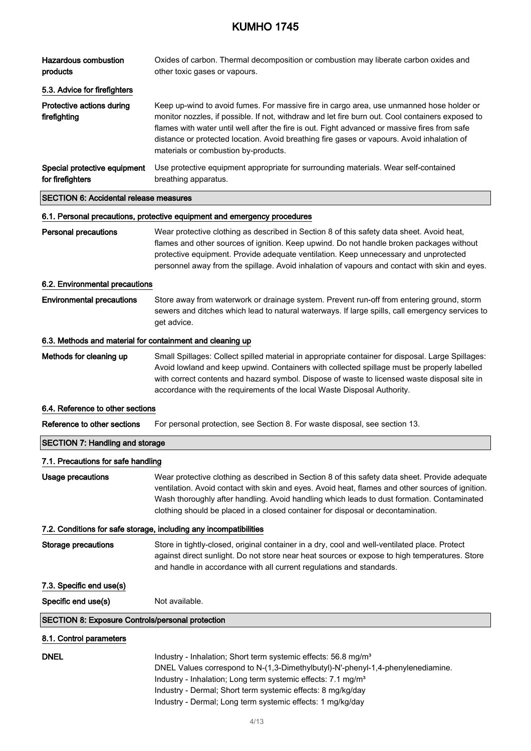| | |
|---|---|
| **Hazardous combustion products** | Oxides of carbon. Thermal decomposition or combustion may liberate carbon oxides and other toxic gases or vapours. |

### 5.3. Advice for firefighters

| | |
|---|---|
| **Protective actions during firefighting** | Keep up-wind to avoid fumes. For massive fire in cargo area, use unmanned hose holder or monitor nozzles, if possible. If not, withdraw and let fire burn out. Cool containers exposed to flames with water until well after the fire is out. Fight advanced or massive fires from safe distance or protected location. Avoid breathing fire gases or vapours. Avoid inhalation of materials or combustion by-products. |
| **Special protective equipment for firefighters** | Use protective equipment appropriate for surrounding materials. Wear self-contained breathing apparatus. |

## SECTION 6: Accidental release measures

### 6.1. Personal precautions, protective equipment and emergency procedures

| | |
|---|---|
| **Personal precautions** | Wear protective clothing as described in Section 8 of this safety data sheet. Avoid heat, flames and other sources of ignition. Keep upwind. Do not handle broken packages without protective equipment. Provide adequate ventilation. Keep unnecessary and unprotected personnel away from the spillage. Avoid inhalation of vapours and contact with skin and eyes. |

### 6.2. Environmental precautions

| | |
|---|---|
| **Environmental precautions** | Store away from waterwork or drainage system. Prevent run-off from entering ground, storm sewers and ditches which lead to natural waterways. If large spills, call emergency services to get advice. |

### 6.3. Methods and material for containment and cleaning up

| | |
|---|---|
| **Methods for cleaning up** | Small Spillages: Collect spilled material in appropriate container for disposal. Large Spillages: Avoid lowland and keep upwind. Containers with collected spillage must be properly labelled with correct contents and hazard symbol. Dispose of waste to licensed waste disposal site in accordance with the requirements of the local Waste Disposal Authority. |

### 6.4. Reference to other sections

| | |
|---|---|
| **Reference to other sections** | For personal protection, see Section 8. For waste disposal, see section 13. |

## SECTION 7: Handling and storage

### 7.1. Precautions for safe handling

| | |
|---|---|
| **Usage precautions** | Wear protective clothing as described in Section 8 of this safety data sheet. Provide adequate ventilation. Avoid contact with skin and eyes. Avoid heat, flames and other sources of ignition. Wash thoroughly after handling. Avoid handling which leads to dust formation. Contaminated clothing should be placed in a closed container for disposal or decontamination. |

### 7.2. Conditions for safe storage, including any incompatibilities

| | |
|---|---|
| **Storage precautions** | Store in tightly-closed, original container in a dry, cool and well-ventilated place. Protect against direct sunlight. Do not store near heat sources or expose to high temperatures. Store and handle in accordance with all current regulations and standards. |

### 7.3. Specific end use(s)

| | |
|---|---|
| **Specific end use(s)** | Not available. |

## SECTION 8: Exposure Controls/personal protection

### 8.1. Control parameters

| | |
|---|---|
| **DNEL** | Industry - Inhalation; Short term systemic effects: 56.8 mg/m³<br>DNEL Values correspond to N-(1,3-Dimethylbutyl)-N'-phenyl-1,4-phenylenediamine.<br>Industry - Inhalation; Long term systemic effects: 7.1 mg/m³<br>Industry - Dermal; Short term systemic effects: 8 mg/kg/day<br>Industry - Dermal; Long term systemic effects: 1 mg/kg/day |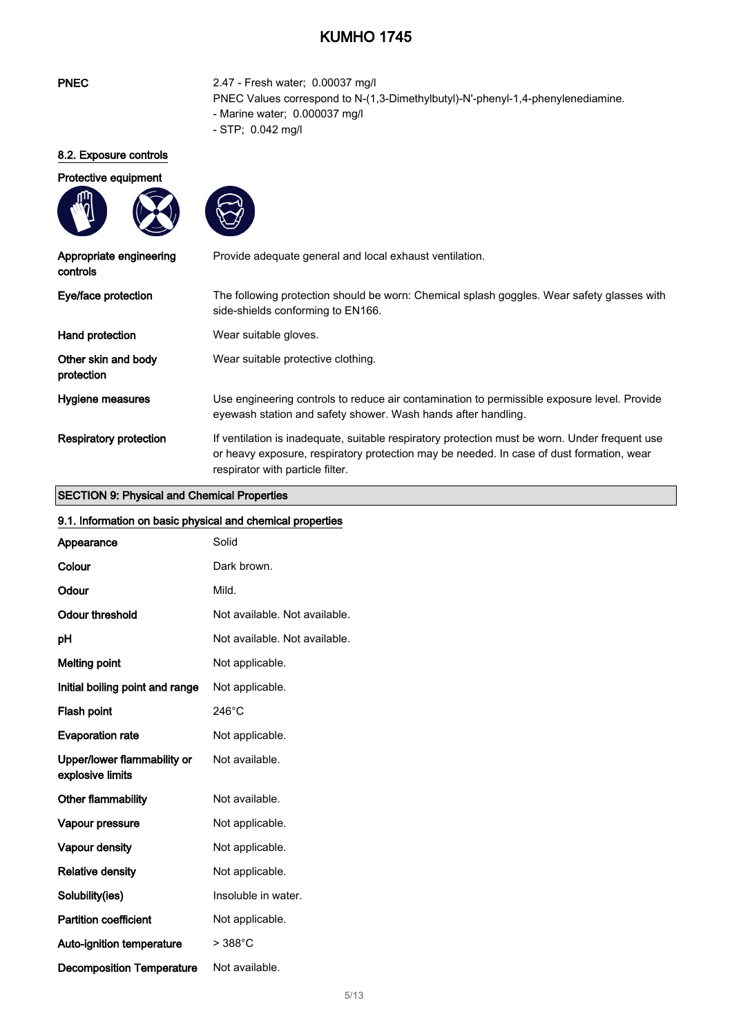| | |
|---|---|
| **PNEC** | 2.47 - Fresh water; 0.00037 mg/l<br>PNEC Values correspond to N-(1,3-Dimethylbutyl)-N'-phenyl-1,4-phenylenediamine.<br>- Marine water; 0.000037 mg/l<br>- STP; 0.042 mg/l |

### 8.2. Exposure controls

**Protective equipment**

| | |
|---|---|
| **Appropriate engineering controls** | Provide adequate general and local exhaust ventilation. |
| **Eye/face protection** | The following protection should be worn: Chemical splash goggles. Wear safety glasses with side-shields conforming to EN166. |
| **Hand protection** | Wear suitable gloves. |
| **Other skin and body protection** | Wear suitable protective clothing. |
| **Hygiene measures** | Use engineering controls to reduce air contamination to permissible exposure level. Provide eyewash station and safety shower. Wash hands after handling. |
| **Respiratory protection** | If ventilation is inadequate, suitable respiratory protection must be worn. Under frequent use or heavy exposure, respiratory protection may be needed. In case of dust formation, wear respirator with particle filter. |

## SECTION 9: Physical and Chemical Properties

### 9.1. Information on basic physical and chemical properties

| | |
|---|---|
| **Appearance** | Solid |
| **Colour** | Dark brown. |
| **Odour** | Mild. |
| **Odour threshold** | Not available. Not available. |
| **pH** | Not available. Not available. |
| **Melting point** | Not applicable. |
| **Initial boiling point and range** | Not applicable. |
| **Flash point** | 246°C |
| **Evaporation rate** | Not applicable. |
| **Upper/lower flammability or explosive limits** | Not available. |
| **Other flammability** | Not available. |
| **Vapour pressure** | Not applicable. |
| **Vapour density** | Not applicable. |
| **Relative density** | Not applicable. |
| **Solubility(ies)** | Insoluble in water. |
| **Partition coefficient** | Not applicable. |
| **Auto-ignition temperature** | > 388°C |
| **Decomposition Temperature** | Not available. |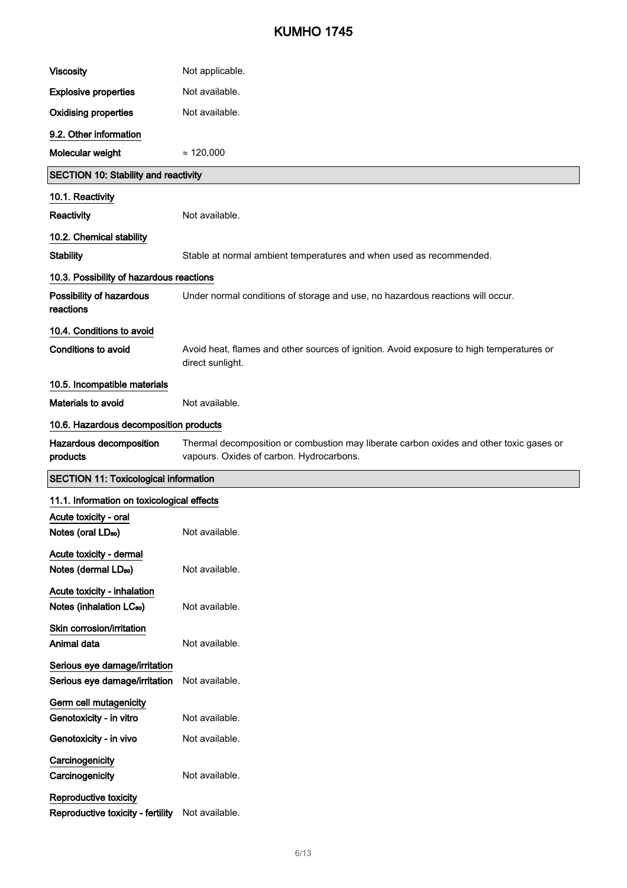| | |
|---|---|
| **Viscosity** | Not applicable. |
| **Explosive properties** | Not available. |
| **Oxidising properties** | Not available. |

### 9.2. Other information

| | |
|---|---|
| **Molecular weight** | $\approx$ 120,000 |

## SECTION 10: Stability and reactivity

### 10.1. Reactivity

| | |
|---|---|
| **Reactivity** | Not available. |

### 10.2. Chemical stability

| | |
|---|---|
| **Stability** | Stable at normal ambient temperatures and when used as recommended. |

### 10.3. Possibility of hazardous reactions

| | |
|---|---|
| **Possibility of hazardous reactions** | Under normal conditions of storage and use, no hazardous reactions will occur. |

### 10.4. Conditions to avoid

| | |
|---|---|
| **Conditions to avoid** | Avoid heat, flames and other sources of ignition. Avoid exposure to high temperatures or direct sunlight. |

### 10.5. Incompatible materials

| | |
|---|---|
| **Materials to avoid** | Not available. |

### 10.6. Hazardous decomposition products

| | |
|---|---|
| **Hazardous decomposition products** | Thermal decomposition or combustion may liberate carbon oxides and other toxic gases or vapours. Oxides of carbon. Hydrocarbons. |

## SECTION 11: Toxicological information

### 11.1. Information on toxicological effects

**Acute toxicity - oral**

| | |
|---|---|
| **Notes (oral $LD_{50}$)** | Not available. |

**Acute toxicity - dermal**

| | |
|---|---|
| **Notes (dermal $LD_{50}$)** | Not available. |

**Acute toxicity - inhalation**

| | |
|---|---|
| **Notes (inhalation $LC_{50}$)** | Not available. |

**Skin corrosion/irritation**

| | |
|---|---|
| **Animal data** | Not available. |

**Serious eye damage/irritation**

| | |
|---|---|
| **Serious eye damage/irritation** | Not available. |

**Germ cell mutagenicity**

| | |
|---|---|
| **Genotoxicity - in vitro** | Not available. |
| **Genotoxicity - in vivo** | Not available. |

**Carcinogenicity**

| | |
|---|---|
| **Carcinogenicity** | Not available. |

**Reproductive toxicity**

| | |
|---|---|
| **Reproductive toxicity - fertility** | Not available. |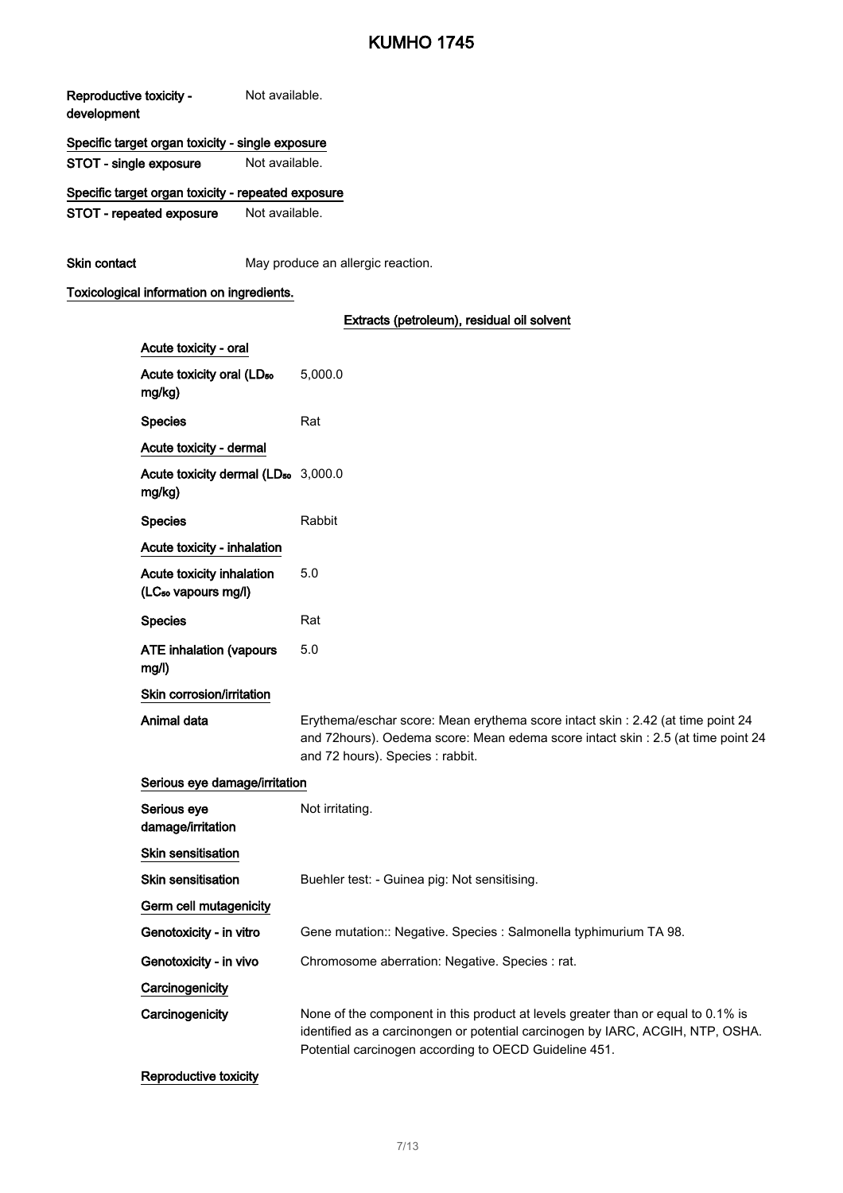| | |
|---|---|
| **Reproductive toxicity - development** | Not available. |

**Specific target organ toxicity - single exposure**

| | |
|---|---|
| **STOT - single exposure** | Not available. |

**Specific target organ toxicity - repeated exposure**

| | |
|---|---|
| **STOT - repeated exposure** | Not available. |

| | |
|---|---|
| **Skin contact** | May produce an allergic reaction. |

**Toxicological information on ingredients.**

**Extracts (petroleum), residual oil solvent**

**Acute toxicity - oral**

| | |
|---|---|
| **Acute toxicity oral ($LD_{50}$ mg/kg)** | 5,000.0 |
| **Species** | Rat |

**Acute toxicity - dermal**

| | |
|---|---|
| **Acute toxicity dermal ($LD_{50}$ mg/kg)** | 3,000.0 |
| **Species** | Rabbit |

**Acute toxicity - inhalation**

| | |
|---|---|
| **Acute toxicity inhalation ($LC_{50}$ vapours mg/l)** | 5.0 |
| **Species** | Rat |
| **ATE inhalation (vapours mg/l)** | 5.0 |

**Skin corrosion/irritation**

| | |
|---|---|
| **Animal data** | Erythema/eschar score: Mean erythema score intact skin : 2.42 (at time point 24 and 72hours). Oedema score: Mean edema score intact skin : 2.5 (at time point 24 and 72 hours). Species : rabbit. |

**Serious eye damage/irritation**

| | |
|---|---|
| **Serious eye damage/irritation** | Not irritating. |

**Skin sensitisation**

| | |
|---|---|
| **Skin sensitisation** | Buehler test: - Guinea pig: Not sensitising. |

**Germ cell mutagenicity**

| | |
|---|---|
| **Genotoxicity - in vitro** | Gene mutation:: Negative. Species : Salmonella typhimurium TA 98. |
| **Genotoxicity - in vivo** | Chromosome aberration: Negative. Species : rat. |

**Carcinogenicity**

| | |
|---|---|
| **Carcinogenicity** | None of the component in this product at levels greater than or equal to 0.1% is identified as a carcinongen or potential carcinogen by IARC, ACGIH, NTP, OSHA. Potential carcinogen according to OECD Guideline 451. |

**Reproductive toxicity**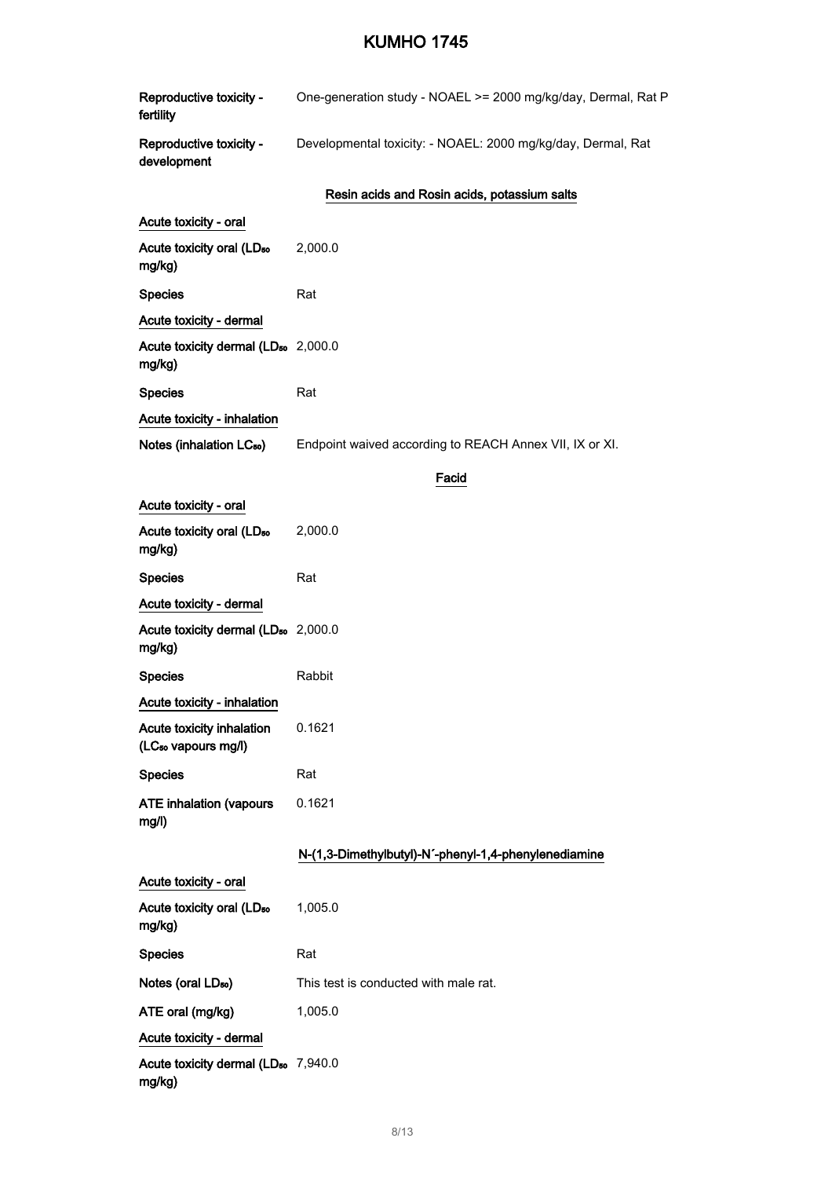| | |
|---|---|
| **Reproductive toxicity - fertility** | One-generation study - NOAEL >= 2000 mg/kg/day, Dermal, Rat P |
| **Reproductive toxicity - development** | Developmental toxicity: - NOAEL: 2000 mg/kg/day, Dermal, Rat |

### Resin acids and Rosin acids, potassium salts

**Acute toxicity - oral**

| | |
|---|---|
| **Acute toxicity oral ($LD_{50}$ mg/kg)** | 2,000.0 |
| **Species** | Rat |

**Acute toxicity - dermal**

| | |
|---|---|
| **Acute toxicity dermal ($LD_{50}$ mg/kg)** | 2,000.0 |
| **Species** | Rat |

**Acute toxicity - inhalation**

| | |
|---|---|
| **Notes (inhalation $LC_{50}$)** | Endpoint waived according to REACH Annex VII, IX or XI. |

### Facid

**Acute toxicity - oral**

| | |
|---|---|
| **Acute toxicity oral ($LD_{50}$ mg/kg)** | 2,000.0 |
| **Species** | Rat |

**Acute toxicity - dermal**

| | |
|---|---|
| **Acute toxicity dermal ($LD_{50}$ mg/kg)** | 2,000.0 |
| **Species** | Rabbit |

**Acute toxicity - inhalation**

| | |
|---|---|
| **Acute toxicity inhalation ($LC_{50}$ vapours mg/l)** | 0.1621 |
| **Species** | Rat |
| **ATE inhalation (vapours mg/l)** | 0.1621 |

### N-(1,3-Dimethylbutyl)-N´-phenyl-1,4-phenylenediamine

**Acute toxicity - oral**

| | |
|---|---|
| **Acute toxicity oral ($LD_{50}$ mg/kg)** | 1,005.0 |
| **Species** | Rat |
| **Notes (oral $LD_{50}$)** | This test is conducted with male rat. |
| **ATE oral (mg/kg)** | 1,005.0 |

**Acute toxicity - dermal**

| | |
|---|---|
| **Acute toxicity dermal ($LD_{50}$ mg/kg)** | 7,940.0 |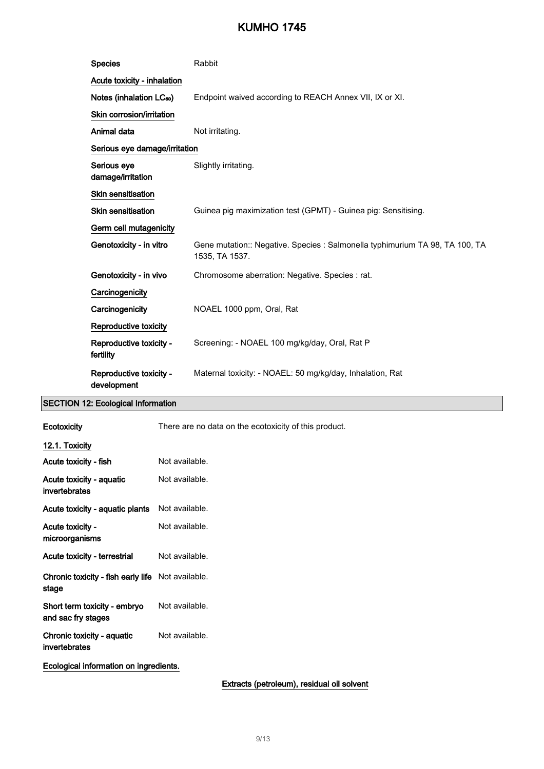| | |
|---|---|
| **Species** | Rabbit |
| **Acute toxicity - inhalation** | |
| **Notes (inhalation $LC_{50}$)** | Endpoint waived according to REACH Annex VII, IX or XI. |
| **Skin corrosion/irritation** | |
| **Animal data** | Not irritating. |
| **Serious eye damage/irritation** | |
| **Serious eye damage/irritation** | Slightly irritating. |
| **Skin sensitisation** | |
| **Skin sensitisation** | Guinea pig maximization test (GPMT) - Guinea pig: Sensitising. |
| **Germ cell mutagenicity** | |
| **Genotoxicity - in vitro** | Gene mutation:: Negative. Species : Salmonella typhimurium TA 98, TA 100, TA 1535, TA 1537. |
| **Genotoxicity - in vivo** | Chromosome aberration: Negative. Species : rat. |
| **Carcinogenicity** | |
| **Carcinogenicity** | NOAEL 1000 ppm, Oral, Rat |
| **Reproductive toxicity** | |
| **Reproductive toxicity - fertility** | Screening: - NOAEL 100 mg/kg/day, Oral, Rat P |
| **Reproductive toxicity - development** | Maternal toxicity: - NOAEL: 50 mg/kg/day, Inhalation, Rat |

## SECTION 12: Ecological Information

| | |
|---|---|
| **Ecotoxicity** | There are no data on the ecotoxicity of this product. |

### 12.1. Toxicity

| | |
|---|---|
| **Acute toxicity - fish** | Not available. |
| **Acute toxicity - aquatic invertebrates** | Not available. |
| **Acute toxicity - aquatic plants** | Not available. |
| **Acute toxicity - microorganisms** | Not available. |
| **Acute toxicity - terrestrial** | Not available. |
| **Chronic toxicity - fish early life stage** | Not available. |
| **Short term toxicity - embryo and sac fry stages** | Not available. |
| **Chronic toxicity - aquatic invertebrates** | Not available. |

**Ecological information on ingredients.**

**Extracts (petroleum), residual oil solvent**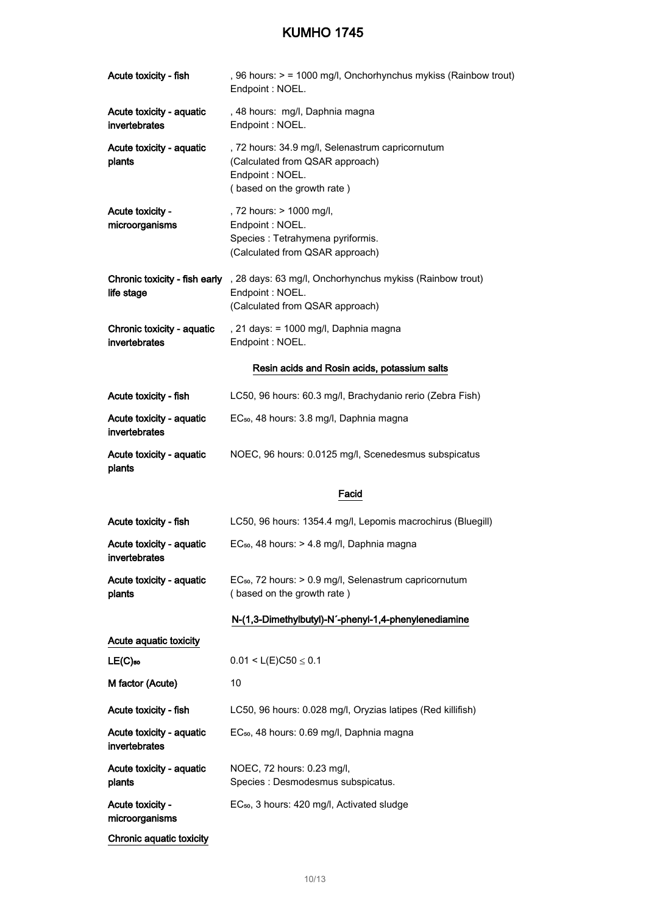| | |
|---|---|
| Acute toxicity - fish | , 96 hours: > = 1000 mg/l, Onchorhynchus mykiss (Rainbow trout)<br>Endpoint : NOEL. |
| Acute toxicity - aquatic invertebrates | , 48 hours:  mg/l, Daphnia magna<br>Endpoint : NOEL. |
| Acute toxicity - aquatic plants | , 72 hours: 34.9 mg/l, Selenastrum capricornutum<br>(Calculated from QSAR approach)<br>Endpoint : NOEL.<br>( based on the growth rate ) |
| Acute toxicity - microorganisms | , 72 hours: > 1000 mg/l,<br>Endpoint : NOEL.<br>Species : Tetrahymena pyriformis.<br>(Calculated from QSAR approach) |
| Chronic toxicity - fish early life stage | , 28 days: 63 mg/l, Onchorhynchus mykiss (Rainbow trout)<br>Endpoint : NOEL.<br>(Calculated from QSAR approach) |
| Chronic toxicity - aquatic invertebrates | , 21 days: = 1000 mg/l, Daphnia magna<br>Endpoint : NOEL. |

## Resin acids and Rosin acids, potassium salts

| | |
|---|---|
| Acute toxicity - fish | LC50, 96 hours: 60.3 mg/l, Brachydanio rerio (Zebra Fish) |
| Acute toxicity - aquatic invertebrates | $EC_{50}$, 48 hours: 3.8 mg/l, Daphnia magna |
| Acute toxicity - aquatic plants | NOEC, 96 hours: 0.0125 mg/l, Scenedesmus subspicatus |

## Facid

| | |
|---|---|
| Acute toxicity - fish | LC50, 96 hours: 1354.4 mg/l, Lepomis macrochirus (Bluegill) |
| Acute toxicity - aquatic invertebrates | $EC_{50}$, 48 hours: > 4.8 mg/l, Daphnia magna |
| Acute toxicity - aquatic plants | $EC_{50}$, 72 hours: > 0.9 mg/l, Selenastrum capricornutum<br>( based on the growth rate ) |

## N-(1,3-Dimethylbutyl)-N´-phenyl-1,4-phenylenediamine

**Acute aquatic toxicity**

| | |
|---|---|
| $LE(C)_{50}$ | $0.01 < L(E)C50 \leq 0.1$ |
| M factor (Acute) | 10 |
| Acute toxicity - fish | LC50, 96 hours: 0.028 mg/l, Oryzias latipes (Red killifish) |
| Acute toxicity - aquatic invertebrates | $EC_{50}$, 48 hours: 0.69 mg/l, Daphnia magna |
| Acute toxicity - aquatic plants | NOEC, 72 hours: 0.23 mg/l,<br>Species : Desmodesmus subspicatus. |
| Acute toxicity - microorganisms | $EC_{50}$, 3 hours: 420 mg/l, Activated sludge |

**Chronic aquatic toxicity**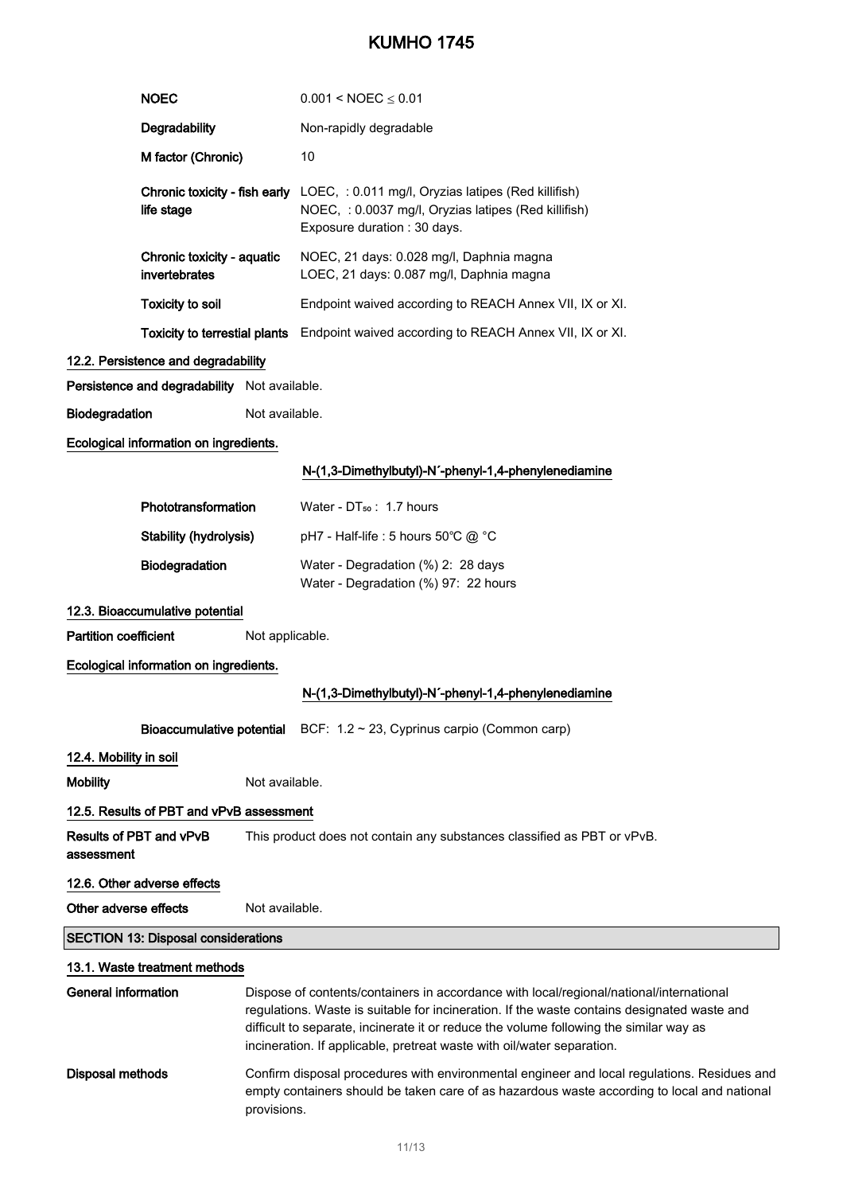| | |
|---|---|
| **NOEC** | $0.001 < \text{NOEC} \leq 0.01$ |
| **Degradability** | Non-rapidly degradable |
| **M factor (Chronic)** | 10 |
| **Chronic toxicity - fish early life stage** | LOEC, : 0.011 mg/l, Oryzias latipes (Red killifish)<br>NOEC, : 0.0037 mg/l, Oryzias latipes (Red killifish)<br>Exposure duration : 30 days. |
| **Chronic toxicity - aquatic invertebrates** | NOEC, 21 days: 0.028 mg/l, Daphnia magna<br>LOEC, 21 days: 0.087 mg/l, Daphnia magna |
| **Toxicity to soil** | Endpoint waived according to REACH Annex VII, IX or XI. |
| **Toxicity to terrestial plants** | Endpoint waived according to REACH Annex VII, IX or XI. |

### 12.2. Persistence and degradability

**Persistence and degradability** Not available.

**Biodegradation** Not available.

**Ecological information on ingredients.**

**N-(1,3-Dimethylbutyl)-N´-phenyl-1,4-phenylenediamine**

| | |
|---|---|
| **Phototransformation** | Water - $DT_{50}$ : 1.7 hours |
| **Stability (hydrolysis)** | pH7 - Half-life : 5 hours 50°C @ °C |
| **Biodegradation** | Water - Degradation (%) 2: 28 days<br>Water - Degradation (%) 97: 22 hours |

### 12.3. Bioaccumulative potential

**Partition coefficient** Not applicable.

**Ecological information on ingredients.**

**N-(1,3-Dimethylbutyl)-N´-phenyl-1,4-phenylenediamine**

**Bioaccumulative potential** BCF: 1.2 ~ 23, Cyprinus carpio (Common carp)

### 12.4. Mobility in soil

**Mobility** Not available.

### 12.5. Results of PBT and vPvB assessment

**Results of PBT and vPvB assessment** This product does not contain any substances classified as PBT or vPvB.

### 12.6. Other adverse effects

**Other adverse effects** Not available.

## SECTION 13: Disposal considerations

### 13.1. Waste treatment methods

**General information** Dispose of contents/containers in accordance with local/regional/national/international regulations. Waste is suitable for incineration. If the waste contains designated waste and difficult to separate, incinerate it or reduce the volume following the similar way as incineration. If applicable, pretreat waste with oil/water separation.

**Disposal methods** Confirm disposal procedures with environmental engineer and local regulations. Residues and empty containers should be taken care of as hazardous waste according to local and national provisions.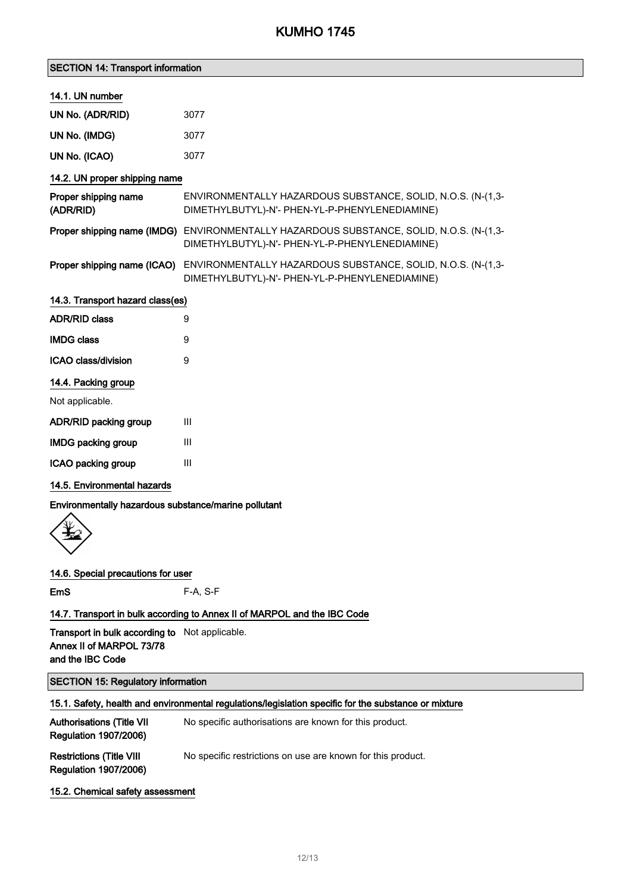## SECTION 14: Transport information

### 14.1. UN number

| | |
|---|---|
| **UN No. (ADR/RID)** | 3077 |
| **UN No. (IMDG)** | 3077 |
| **UN No. (ICAO)** | 3077 |

### 14.2. UN proper shipping name

| | |
|---|---|
| **Proper shipping name (ADR/RID)** | ENVIRONMENTALLY HAZARDOUS SUBSTANCE, SOLID, N.O.S. (N-(1,3-DIMETHYLBUTYL)-N'- PHEN-YL-P-PHENYLENEDIAMINE) |
| **Proper shipping name (IMDG)** | ENVIRONMENTALLY HAZARDOUS SUBSTANCE, SOLID, N.O.S. (N-(1,3-DIMETHYLBUTYL)-N'- PHEN-YL-P-PHENYLENEDIAMINE) |
| **Proper shipping name (ICAO)** | ENVIRONMENTALLY HAZARDOUS SUBSTANCE, SOLID, N.O.S. (N-(1,3-DIMETHYLBUTYL)-N'- PHEN-YL-P-PHENYLENEDIAMINE) |

### 14.3. Transport hazard class(es)

| | |
|---|---|
| **ADR/RID class** | 9 |
| **IMDG class** | 9 |
| **ICAO class/division** | 9 |

### 14.4. Packing group

Not applicable.

| | |
|---|---|
| **ADR/RID packing group** | III |
| **IMDG packing group** | III |
| **ICAO packing group** | III |

### 14.5. Environmental hazards

**Environmentally hazardous substance/marine pollutant**

### 14.6. Special precautions for user

| | |
|---|---|
| **EmS** | F-A, S-F |

### 14.7. Transport in bulk according to Annex II of MARPOL and the IBC Code

| | |
|---|---|
| **Transport in bulk according to Annex II of MARPOL 73/78 and the IBC Code** | Not applicable. |

## SECTION 15: Regulatory information

### 15.1. Safety, health and environmental regulations/legislation specific for the substance or mixture

| | |
|---|---|
| **Authorisations (Title VII Regulation 1907/2006)** | No specific authorisations are known for this product. |
| **Restrictions (Title VIII Regulation 1907/2006)** | No specific restrictions on use are known for this product. |

### 15.2. Chemical safety assessment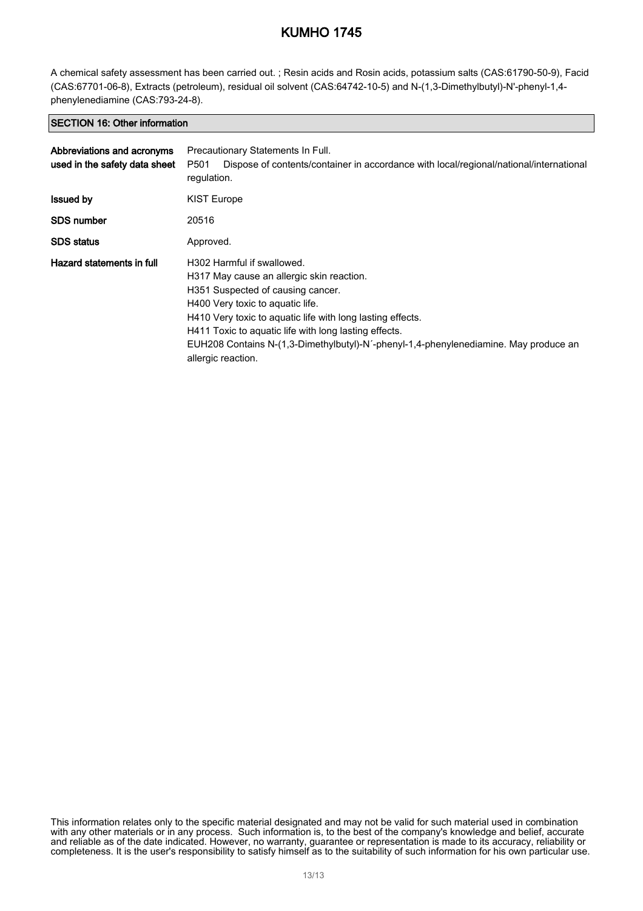A chemical safety assessment has been carried out. ; Resin acids and Rosin acids, potassium salts (CAS:61790-50-9), Facid (CAS:67701-06-8), Extracts (petroleum), residual oil solvent (CAS:64742-10-5) and N-(1,3-Dimethylbutyl)-N'-phenyl-1,4-phenylenediamine (CAS:793-24-8).

## SECTION 16: Other information

| | |
|---|---|
| **Abbreviations and acronyms used in the safety data sheet** | Precautionary Statements In Full.<br>P501 Dispose of contents/container in accordance with local/regional/national/international regulation. |
| **Issued by** | KIST Europe |
| **SDS number** | 20516 |
| **SDS status** | Approved. |
| **Hazard statements in full** | H302 Harmful if swallowed.<br>H317 May cause an allergic skin reaction.<br>H351 Suspected of causing cancer.<br>H400 Very toxic to aquatic life.<br>H410 Very toxic to aquatic life with long lasting effects.<br>H411 Toxic to aquatic life with long lasting effects.<br>EUH208 Contains N-(1,3-Dimethylbutyl)-N´-phenyl-1,4-phenylenediamine. May produce an allergic reaction. |

This information relates only to the specific material designated and may not be valid for such material used in combination with any other materials or in any process. Such information is, to the best of the company's knowledge and belief, accurate and reliable as of the date indicated. However, no warranty, guarantee or representation is made to its accuracy, reliability or completeness. It is the user's responsibility to satisfy himself as to the suitability of such information for his own particular use.